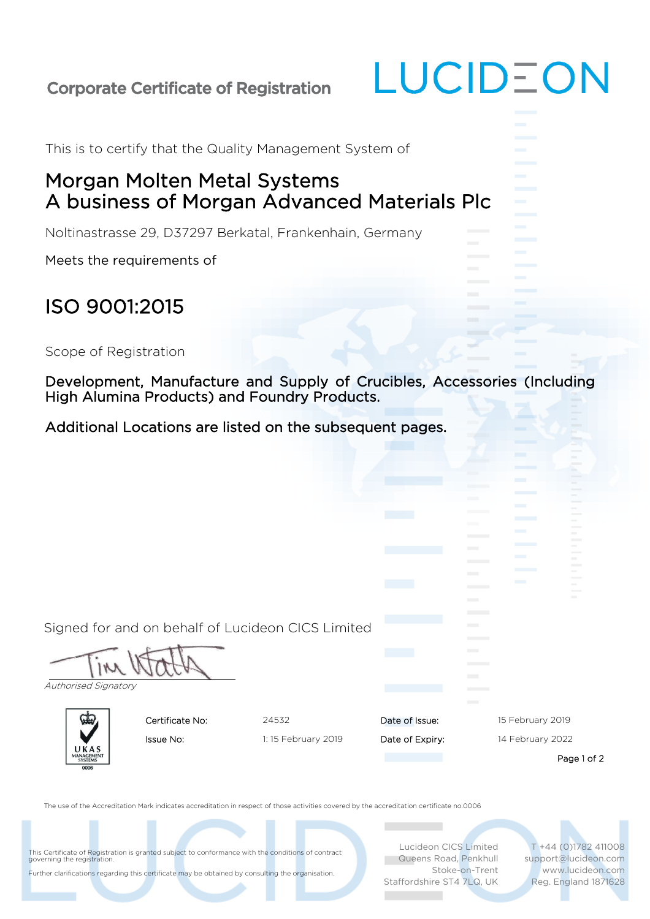# Corporate Certificate of Registration

LUCIDEON

This is to certify that the Quality Management System of

## Morgan Molten Metal Systems
## A business of Morgan Advanced Materials Plc

Noltinastrasse 29, D37297 Berkatal, Frankenhain, Germany

Meets the requirements of

# ISO 9001:2015

Scope of Registration

**Development, Manufacture and Supply of Crucibles, Accessories (Including High Alumina Products) and Foundry Products.**

**Additional Locations are listed on the subsequent pages.**

Signed for and on behalf of Lucideon CICS Limited

*Authorised Signatory*

UKAS MANAGEMENT SYSTEMS 0006

| Certificate No: | 24532 | Date of Issue: | 15 February 2019 |
|---|---|---|---|
| Issue No: | 1: 15 February 2019 | Date of Expiry: | 14 February 2022 |

The use of the Accreditation Mark indicates accreditation in respect of those activities covered by the accreditation certificate no.0006

This Certificate of Registration is granted subject to conformance with the conditions of contract governing the registration.

Further clarifications regarding this certificate may be obtained by consulting the organisation.

Lucideon CICS Limited
Queens Road, Penkhull
Stoke-on-Trent
Staffordshire ST4 7LQ, UK

T +44 (0)1782 411008
support@lucideon.com
www.lucideon.com
Reg. England 1871628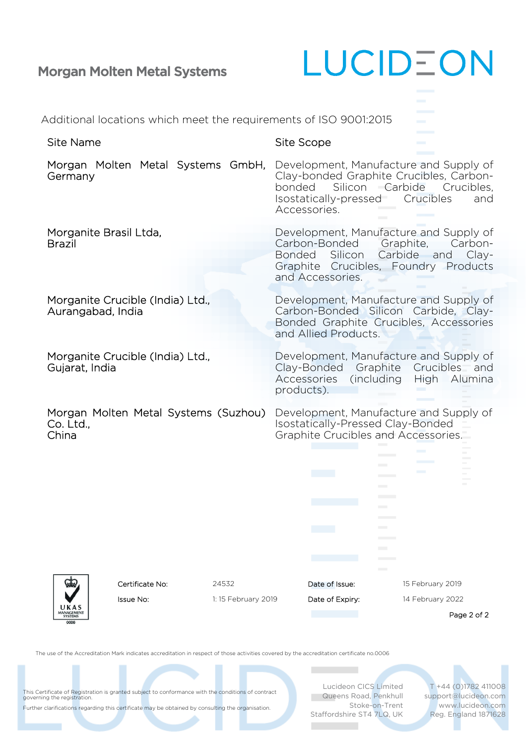**Morgan Molten Metal Systems**

LUCIDEON

Additional locations which meet the requirements of ISO 9001:2015

| Site Name | Site Scope |
| --- | --- |
| Morgan Molten Metal Systems GmbH, Germany | Development, Manufacture and Supply of Clay-bonded Graphite Crucibles, Carbon-bonded Silicon Carbide Crucibles, Isostatically-pressed Crucibles and Accessories. |
| Morganite Brasil Ltda, Brazil | Development, Manufacture and Supply of Carbon-Bonded Graphite, Carbon-Bonded Silicon Carbide and Clay-Graphite Crucibles, Foundry Products and Accessories. |
| Morganite Crucible (India) Ltd., Aurangabad, India | Development, Manufacture and Supply of Carbon-Bonded Silicon Carbide, Clay-Bonded Graphite Crucibles, Accessories and Allied Products. |
| Morganite Crucible (India) Ltd., Gujarat, India | Development, Manufacture and Supply of Clay-Bonded Graphite Crucibles and Accessories (including High Alumina products). |
| Morgan Molten Metal Systems (Suzhou) Co. Ltd., China | Development, Manufacture and Supply of Isostatically-Pressed Clay-Bonded Graphite Crucibles and Accessories. |

UKAS MANAGEMENT SYSTEMS 0006

| | | | |
| --- | --- | --- | --- |
| Certificate No: | 24532 | Date of Issue: | 15 February 2019 |
| Issue No: | 1: 15 February 2019 | Date of Expiry: | 14 February 2022 |

The use of the Accreditation Mark indicates accreditation in respect of those activities covered by the accreditation certificate no.0006

This Certificate of Registration is granted subject to conformance with the conditions of contract governing the registration.

Further clarifications regarding this certificate may be obtained by consulting the organisation.

Lucideon CICS Limited
Queens Road, Penkhull
Stoke-on-Trent
Staffordshire ST4 7LQ, UK

T +44 (0)1782 411008
support@lucideon.com
www.lucideon.com
Reg. England 1871628